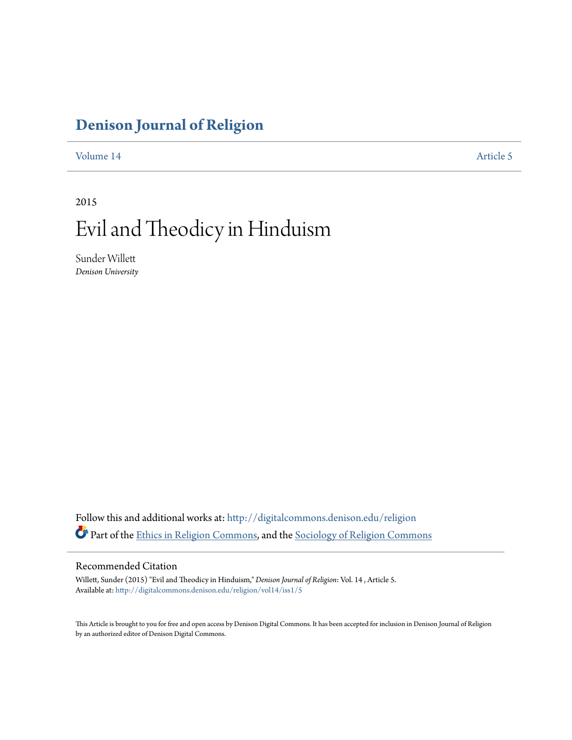# Denison Journal of Religion

Volume 14 | Article 5

2015

# Evil and Theodicy in Hinduism

Sunder Willett
*Denison University*

Follow this and additional works at: http://digitalcommons.denison.edu/religion

Part of the Ethics in Religion Commons, and the Sociology of Religion Commons

## Recommended Citation

Willett, Sunder (2015) "Evil and Theodicy in Hinduism," *Denison Journal of Religion*: Vol. 14 , Article 5.
Available at: http://digitalcommons.denison.edu/religion/vol14/iss1/5

This Article is brought to you for free and open access by Denison Digital Commons. It has been accepted for inclusion in Denison Journal of Religion by an authorized editor of Denison Digital Commons.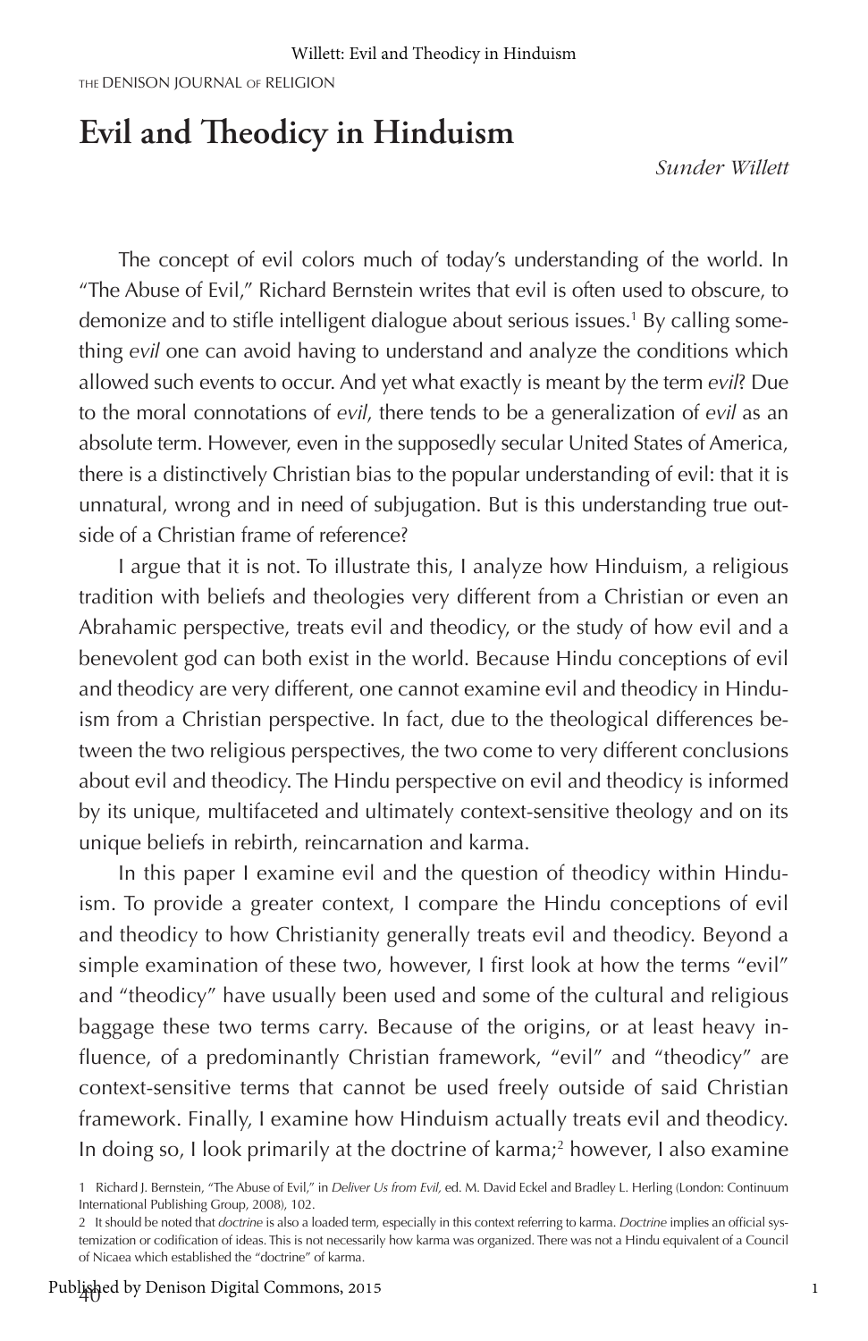# Evil and Theodicy in Hinduism

*Sunder Willett*

The concept of evil colors much of today's understanding of the world. In "The Abuse of Evil," Richard Bernstein writes that evil is often used to obscure, to demonize and to stifle intelligent dialogue about serious issues.[1] By calling something *evil* one can avoid having to understand and analyze the conditions which allowed such events to occur. And yet what exactly is meant by the term *evil*? Due to the moral connotations of *evil*, there tends to be a generalization of *evil* as an absolute term. However, even in the supposedly secular United States of America, there is a distinctively Christian bias to the popular understanding of evil: that it is unnatural, wrong and in need of subjugation. But is this understanding true outside of a Christian frame of reference?

I argue that it is not. To illustrate this, I analyze how Hinduism, a religious tradition with beliefs and theologies very different from a Christian or even an Abrahamic perspective, treats evil and theodicy, or the study of how evil and a benevolent god can both exist in the world. Because Hindu conceptions of evil and theodicy are very different, one cannot examine evil and theodicy in Hinduism from a Christian perspective. In fact, due to the theological differences between the two religious perspectives, the two come to very different conclusions about evil and theodicy. The Hindu perspective on evil and theodicy is informed by its unique, multifaceted and ultimately context-sensitive theology and on its unique beliefs in rebirth, reincarnation and karma.

In this paper I examine evil and the question of theodicy within Hinduism. To provide a greater context, I compare the Hindu conceptions of evil and theodicy to how Christianity generally treats evil and theodicy. Beyond a simple examination of these two, however, I first look at how the terms "evil" and "theodicy" have usually been used and some of the cultural and religious baggage these two terms carry. Because of the origins, or at least heavy influence, of a predominantly Christian framework, "evil" and "theodicy" are context-sensitive terms that cannot be used freely outside of said Christian framework. Finally, I examine how Hinduism actually treats evil and theodicy. In doing so, I look primarily at the doctrine of karma;[2] however, I also examine

1 Richard J. Bernstein, "The Abuse of Evil," in *Deliver Us from Evil,* ed. M. David Eckel and Bradley L. Herling (London: Continuum International Publishing Group, 2008), 102.

2 It should be noted that *doctrine* is also a loaded term, especially in this context referring to karma. *Doctrine* implies an official systemization or codification of ideas. This is not necessarily how karma was organized. There was not a Hindu equivalent of a Council of Nicaea which established the "doctrine" of karma.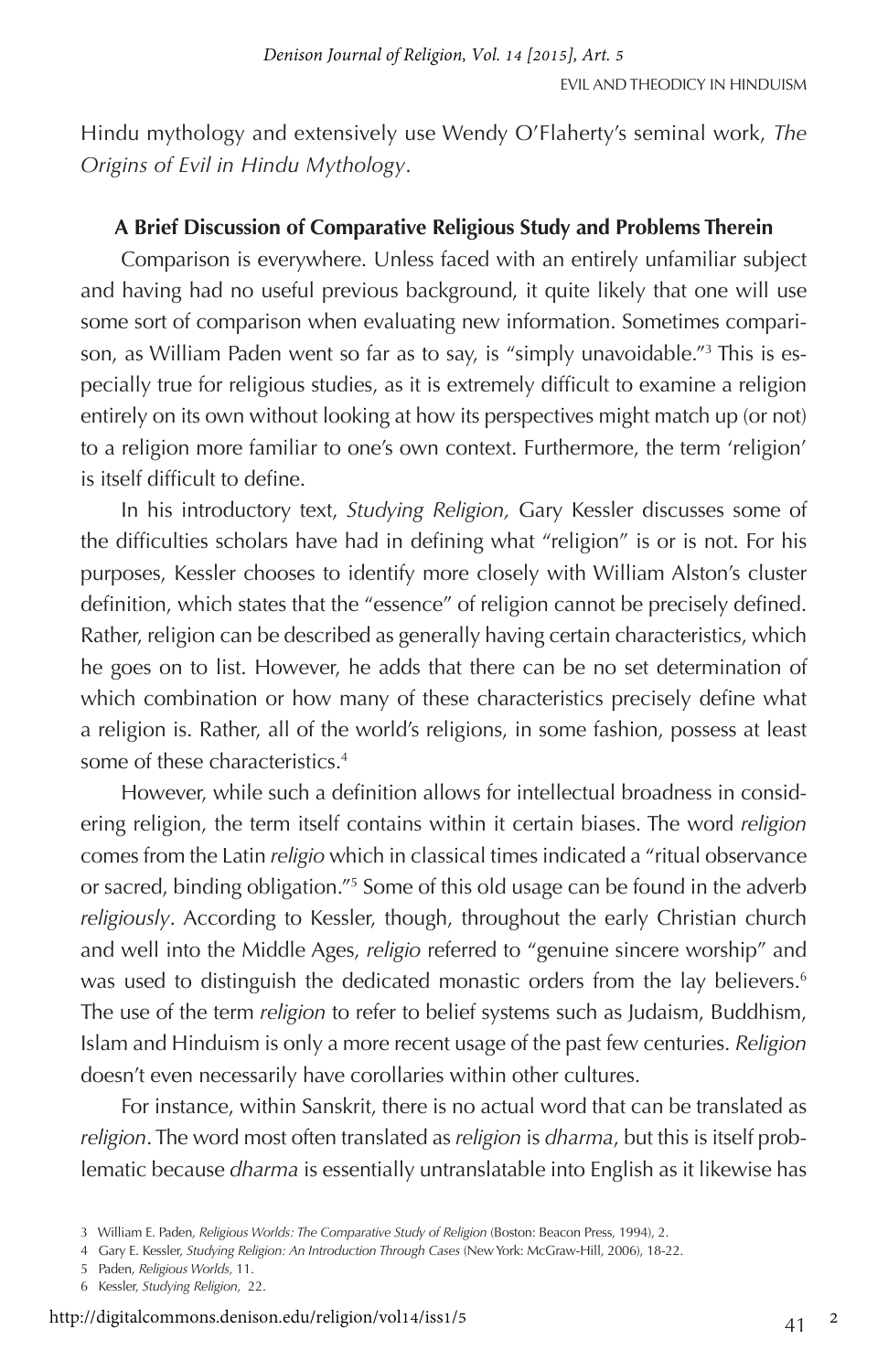Hindu mythology and extensively use Wendy O'Flaherty's seminal work, *The Origins of Evil in Hindu Mythology*.

### A Brief Discussion of Comparative Religious Study and Problems Therein

Comparison is everywhere. Unless faced with an entirely unfamiliar subject and having had no useful previous background, it quite likely that one will use some sort of comparison when evaluating new information. Sometimes comparison, as William Paden went so far as to say, is "simply unavoidable."[3] This is especially true for religious studies, as it is extremely difficult to examine a religion entirely on its own without looking at how its perspectives might match up (or not) to a religion more familiar to one's own context. Furthermore, the term 'religion' is itself difficult to define.

In his introductory text, *Studying Religion,* Gary Kessler discusses some of the difficulties scholars have had in defining what "religion" is or is not. For his purposes, Kessler chooses to identify more closely with William Alston's cluster definition, which states that the "essence" of religion cannot be precisely defined. Rather, religion can be described as generally having certain characteristics, which he goes on to list. However, he adds that there can be no set determination of which combination or how many of these characteristics precisely define what a religion is. Rather, all of the world's religions, in some fashion, possess at least some of these characteristics.[4]

However, while such a definition allows for intellectual broadness in considering religion, the term itself contains within it certain biases. The word *religion* comes from the Latin *religio* which in classical times indicated a "ritual observance or sacred, binding obligation."[5] Some of this old usage can be found in the adverb *religiously*. According to Kessler, though, throughout the early Christian church and well into the Middle Ages, *religio* referred to "genuine sincere worship" and was used to distinguish the dedicated monastic orders from the lay believers.[6] The use of the term *religion* to refer to belief systems such as Judaism, Buddhism, Islam and Hinduism is only a more recent usage of the past few centuries. *Religion* doesn't even necessarily have corollaries within other cultures.

For instance, within Sanskrit, there is no actual word that can be translated as *religion*. The word most often translated as *religion* is *dharma*, but this is itself problematic because *dharma* is essentially untranslatable into English as it likewise has

---

3 William E. Paden, *Religious Worlds: The Comparative Study of Religion* (Boston: Beacon Press, 1994), 2.

4 Gary E. Kessler, *Studying Religion: An Introduction Through Cases* (New York: McGraw-Hill, 2006), 18-22.

5 Paden, *Religious Worlds,* 11.

6 Kessler, *Studying Religion,* 22.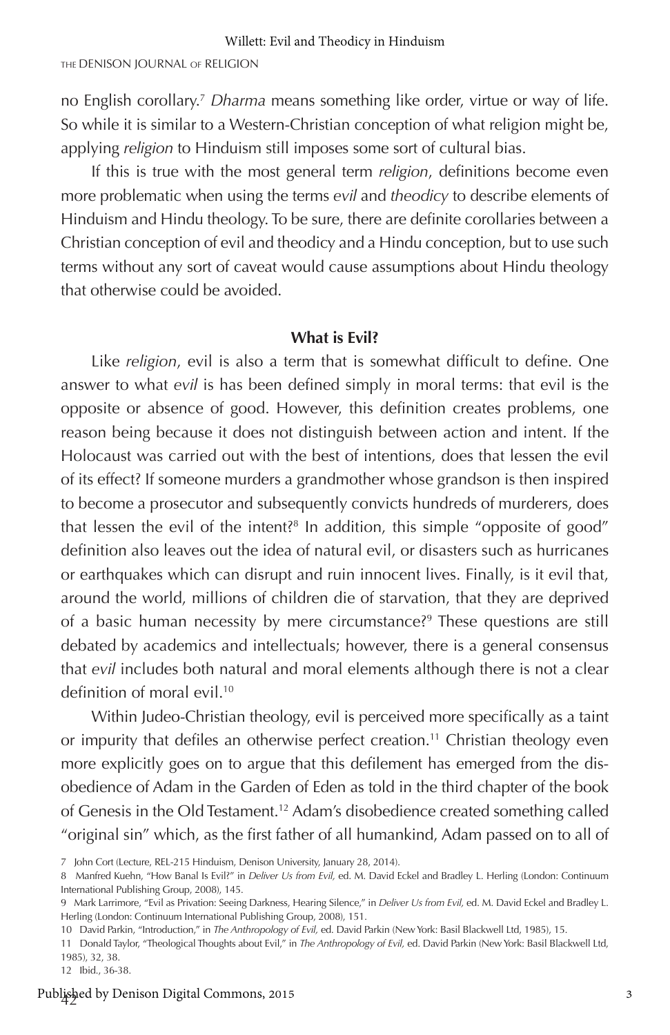no English corollary.[7] *Dharma* means something like order, virtue or way of life. So while it is similar to a Western-Christian conception of what religion might be, applying *religion* to Hinduism still imposes some sort of cultural bias.

If this is true with the most general term *religion*, definitions become even more problematic when using the terms *evil* and *theodicy* to describe elements of Hinduism and Hindu theology. To be sure, there are definite corollaries between a Christian conception of evil and theodicy and a Hindu conception, but to use such terms without any sort of caveat would cause assumptions about Hindu theology that otherwise could be avoided.

## What is Evil?

Like *religion*, evil is also a term that is somewhat difficult to define. One answer to what *evil* is has been defined simply in moral terms: that evil is the opposite or absence of good. However, this definition creates problems, one reason being because it does not distinguish between action and intent. If the Holocaust was carried out with the best of intentions, does that lessen the evil of its effect? If someone murders a grandmother whose grandson is then inspired to become a prosecutor and subsequently convicts hundreds of murderers, does that lessen the evil of the intent?[8] In addition, this simple "opposite of good" definition also leaves out the idea of natural evil, or disasters such as hurricanes or earthquakes which can disrupt and ruin innocent lives. Finally, is it evil that, around the world, millions of children die of starvation, that they are deprived of a basic human necessity by mere circumstance?[9] These questions are still debated by academics and intellectuals; however, there is a general consensus that *evil* includes both natural and moral elements although there is not a clear definition of moral evil.[10]

Within Judeo-Christian theology, evil is perceived more specifically as a taint or impurity that defiles an otherwise perfect creation.[11] Christian theology even more explicitly goes on to argue that this defilement has emerged from the disobedience of Adam in the Garden of Eden as told in the third chapter of the book of Genesis in the Old Testament.[12] Adam's disobedience created something called "original sin" which, as the first father of all humankind, Adam passed on to all of

7 John Cort (Lecture, REL-215 Hinduism, Denison University, January 28, 2014).

8 Manfred Kuehn, "How Banal Is Evil?" in *Deliver Us from Evil,* ed. M. David Eckel and Bradley L. Herling (London: Continuum International Publishing Group, 2008), 145.

9 Mark Larrimore, "Evil as Privation: Seeing Darkness, Hearing Silence," in *Deliver Us from Evil,* ed. M. David Eckel and Bradley L. Herling (London: Continuum International Publishing Group, 2008), 151.

10 David Parkin, "Introduction," in *The Anthropology of Evil,* ed. David Parkin (New York: Basil Blackwell Ltd, 1985), 15.

11 Donald Taylor, "Theological Thoughts about Evil," in *The Anthropology of Evil,* ed. David Parkin (New York: Basil Blackwell Ltd, 1985), 32, 38.

12 Ibid., 36-38.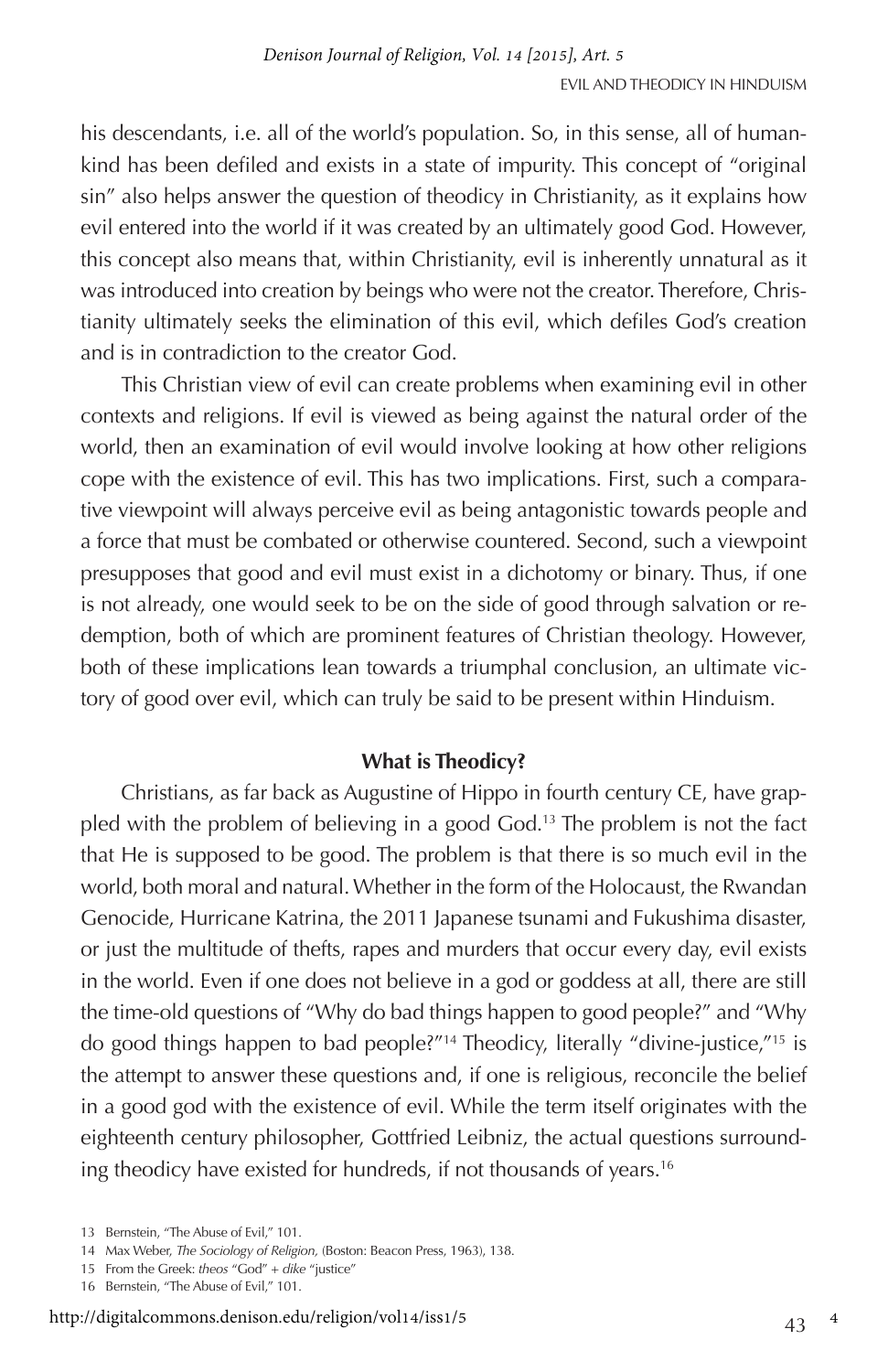his descendants, i.e. all of the world's population. So, in this sense, all of humankind has been defiled and exists in a state of impurity. This concept of "original sin" also helps answer the question of theodicy in Christianity, as it explains how evil entered into the world if it was created by an ultimately good God. However, this concept also means that, within Christianity, evil is inherently unnatural as it was introduced into creation by beings who were not the creator. Therefore, Christianity ultimately seeks the elimination of this evil, which defiles God's creation and is in contradiction to the creator God.

This Christian view of evil can create problems when examining evil in other contexts and religions. If evil is viewed as being against the natural order of the world, then an examination of evil would involve looking at how other religions cope with the existence of evil. This has two implications. First, such a comparative viewpoint will always perceive evil as being antagonistic towards people and a force that must be combated or otherwise countered. Second, such a viewpoint presupposes that good and evil must exist in a dichotomy or binary. Thus, if one is not already, one would seek to be on the side of good through salvation or redemption, both of which are prominent features of Christian theology. However, both of these implications lean towards a triumphal conclusion, an ultimate victory of good over evil, which can truly be said to be present within Hinduism.

### What is Theodicy?

Christians, as far back as Augustine of Hippo in fourth century CE, have grappled with the problem of believing in a good God.[13] The problem is not the fact that He is supposed to be good. The problem is that there is so much evil in the world, both moral and natural. Whether in the form of the Holocaust, the Rwandan Genocide, Hurricane Katrina, the 2011 Japanese tsunami and Fukushima disaster, or just the multitude of thefts, rapes and murders that occur every day, evil exists in the world. Even if one does not believe in a god or goddess at all, there are still the time-old questions of "Why do bad things happen to good people?" and "Why do good things happen to bad people?"[14] Theodicy, literally "divine-justice,"[15] is the attempt to answer these questions and, if one is religious, reconcile the belief in a good god with the existence of evil. While the term itself originates with the eighteenth century philosopher, Gottfried Leibniz, the actual questions surrounding theodicy have existed for hundreds, if not thousands of years.[16]

13 Bernstein, "The Abuse of Evil," 101.

14 Max Weber, *The Sociology of Religion*, (Boston: Beacon Press, 1963), 138.

15 From the Greek: *theos* "God" + *dike* "justice"

16 Bernstein, "The Abuse of Evil," 101.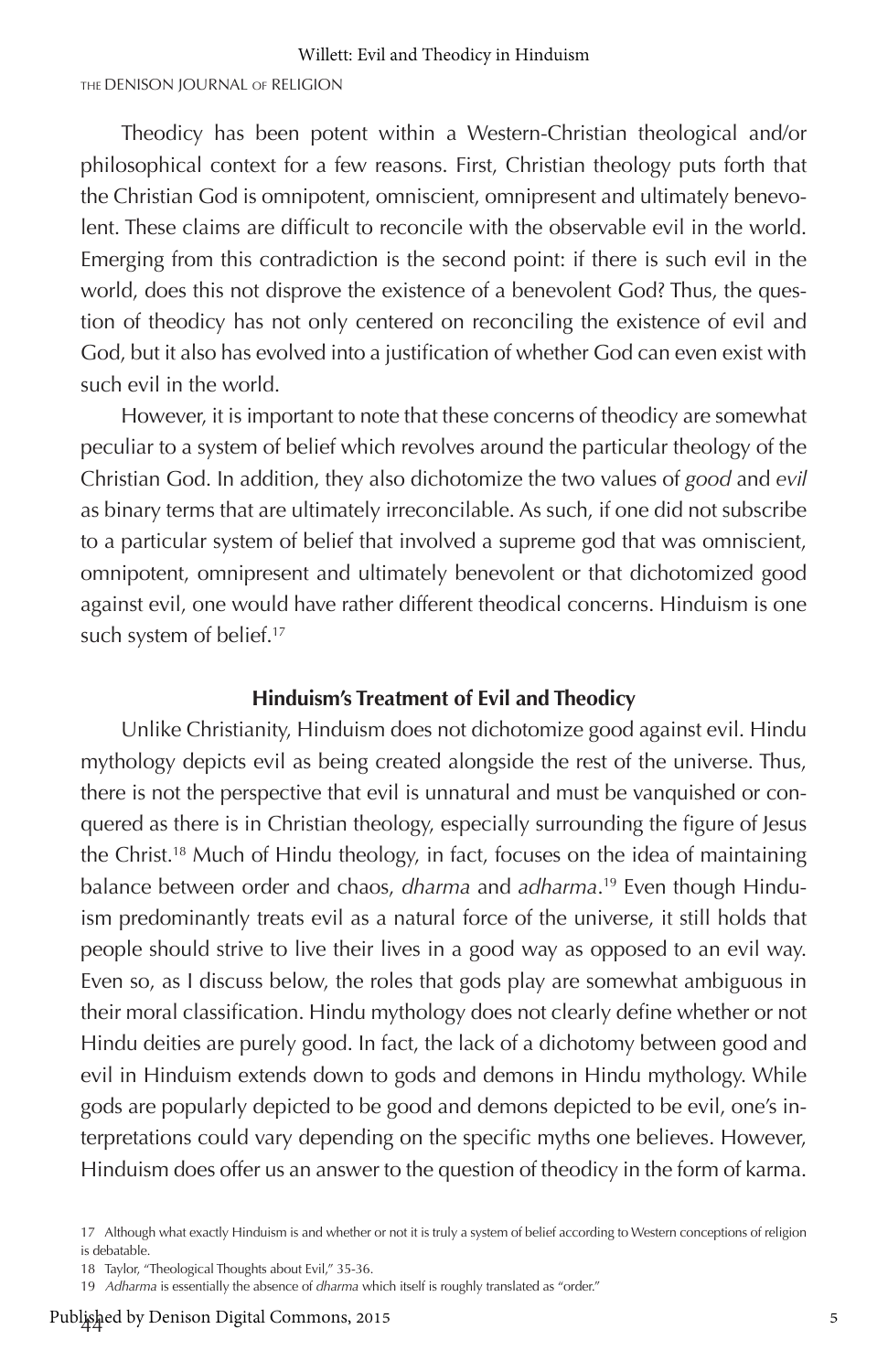Theodicy has been potent within a Western-Christian theological and/or philosophical context for a few reasons. First, Christian theology puts forth that the Christian God is omnipotent, omniscient, omnipresent and ultimately benevolent. These claims are difficult to reconcile with the observable evil in the world. Emerging from this contradiction is the second point: if there is such evil in the world, does this not disprove the existence of a benevolent God? Thus, the question of theodicy has not only centered on reconciling the existence of evil and God, but it also has evolved into a justification of whether God can even exist with such evil in the world.

However, it is important to note that these concerns of theodicy are somewhat peculiar to a system of belief which revolves around the particular theology of the Christian God. In addition, they also dichotomize the two values of *good* and *evil* as binary terms that are ultimately irreconcilable. As such, if one did not subscribe to a particular system of belief that involved a supreme god that was omniscient, omnipotent, omnipresent and ultimately benevolent or that dichotomized good against evil, one would have rather different theodical concerns. Hinduism is one such system of belief.[17]

### Hinduism's Treatment of Evil and Theodicy

Unlike Christianity, Hinduism does not dichotomize good against evil. Hindu mythology depicts evil as being created alongside the rest of the universe. Thus, there is not the perspective that evil is unnatural and must be vanquished or conquered as there is in Christian theology, especially surrounding the figure of Jesus the Christ.[18] Much of Hindu theology, in fact, focuses on the idea of maintaining balance between order and chaos, *dharma* and *adharma*.[19] Even though Hinduism predominantly treats evil as a natural force of the universe, it still holds that people should strive to live their lives in a good way as opposed to an evil way. Even so, as I discuss below, the roles that gods play are somewhat ambiguous in their moral classification. Hindu mythology does not clearly define whether or not Hindu deities are purely good. In fact, the lack of a dichotomy between good and evil in Hinduism extends down to gods and demons in Hindu mythology. While gods are popularly depicted to be good and demons depicted to be evil, one's interpretations could vary depending on the specific myths one believes. However, Hinduism does offer us an answer to the question of theodicy in the form of karma.

17 Although what exactly Hinduism is and whether or not it is truly a system of belief according to Western conceptions of religion is debatable.

18 Taylor, "Theological Thoughts about Evil," 35-36.

19 *Adharma* is essentially the absence of *dharma* which itself is roughly translated as "order."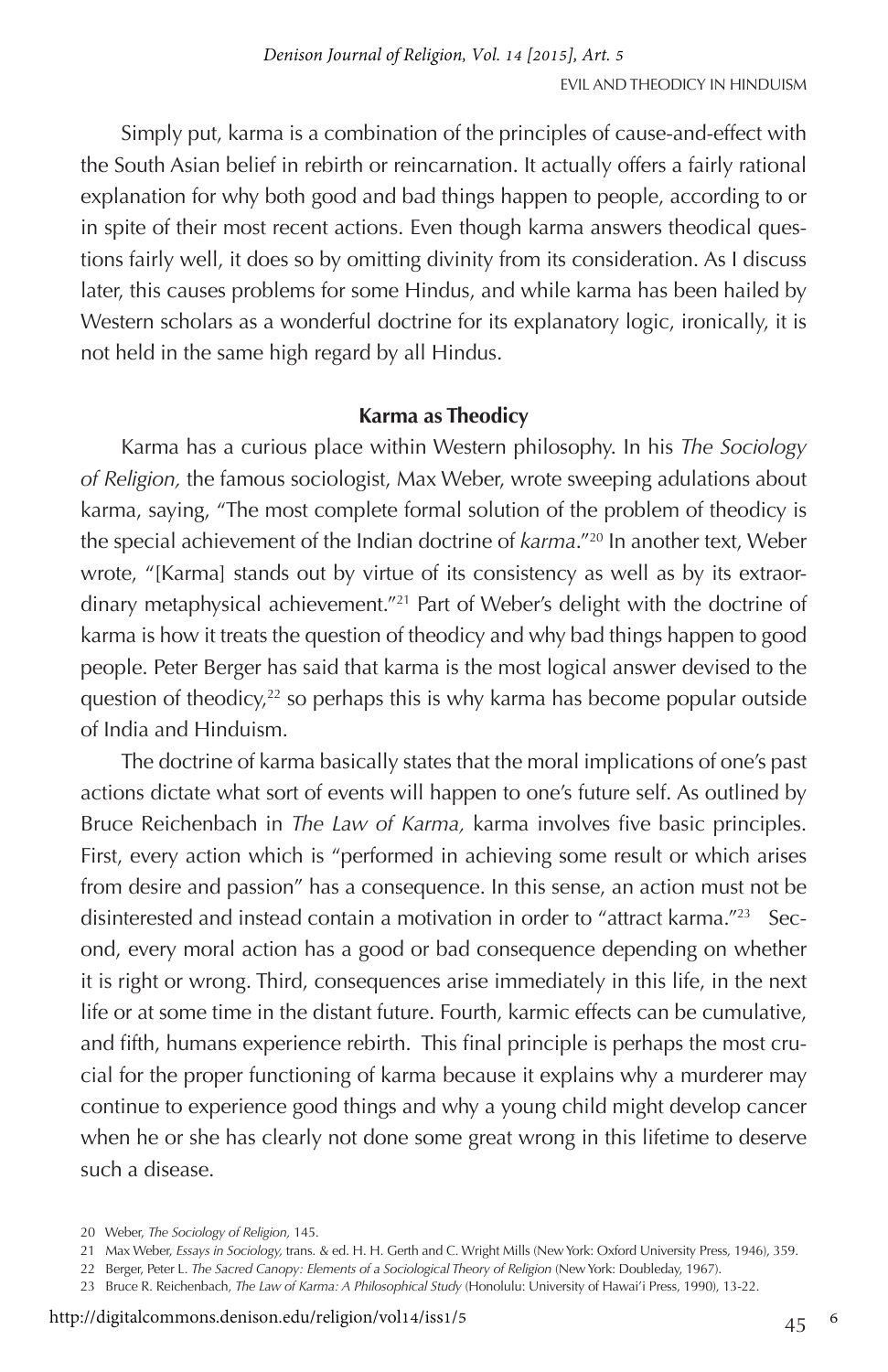Simply put, karma is a combination of the principles of cause-and-effect with the South Asian belief in rebirth or reincarnation. It actually offers a fairly rational explanation for why both good and bad things happen to people, according to or in spite of their most recent actions. Even though karma answers theodical questions fairly well, it does so by omitting divinity from its consideration. As I discuss later, this causes problems for some Hindus, and while karma has been hailed by Western scholars as a wonderful doctrine for its explanatory logic, ironically, it is not held in the same high regard by all Hindus.

**Karma as Theodicy**

Karma has a curious place within Western philosophy. In his *The Sociology of Religion,* the famous sociologist, Max Weber, wrote sweeping adulations about karma, saying, "The most complete formal solution of the problem of theodicy is the special achievement of the Indian doctrine of *karma*."[20] In another text, Weber wrote, "[Karma] stands out by virtue of its consistency as well as by its extraordinary metaphysical achievement."[21] Part of Weber's delight with the doctrine of karma is how it treats the question of theodicy and why bad things happen to good people. Peter Berger has said that karma is the most logical answer devised to the question of theodicy,[22] so perhaps this is why karma has become popular outside of India and Hinduism.

The doctrine of karma basically states that the moral implications of one's past actions dictate what sort of events will happen to one's future self. As outlined by Bruce Reichenbach in *The Law of Karma,* karma involves five basic principles. First, every action which is "performed in achieving some result or which arises from desire and passion" has a consequence. In this sense, an action must not be disinterested and instead contain a motivation in order to "attract karma."[23] Second, every moral action has a good or bad consequence depending on whether it is right or wrong. Third, consequences arise immediately in this life, in the next life or at some time in the distant future. Fourth, karmic effects can be cumulative, and fifth, humans experience rebirth. This final principle is perhaps the most crucial for the proper functioning of karma because it explains why a murderer may continue to experience good things and why a young child might develop cancer when he or she has clearly not done some great wrong in this lifetime to deserve such a disease.

20 Weber, *The Sociology of Religion,* 145.

21 Max Weber, *Essays in Sociology,* trans. & ed. H. H. Gerth and C. Wright Mills (New York: Oxford University Press, 1946), 359.

22 Berger, Peter L. *The Sacred Canopy: Elements of a Sociological Theory of Religion* (New York: Doubleday, 1967).

23 Bruce R. Reichenbach, *The Law of Karma: A Philosophical Study* (Honolulu: University of Hawai'i Press, 1990), 13-22.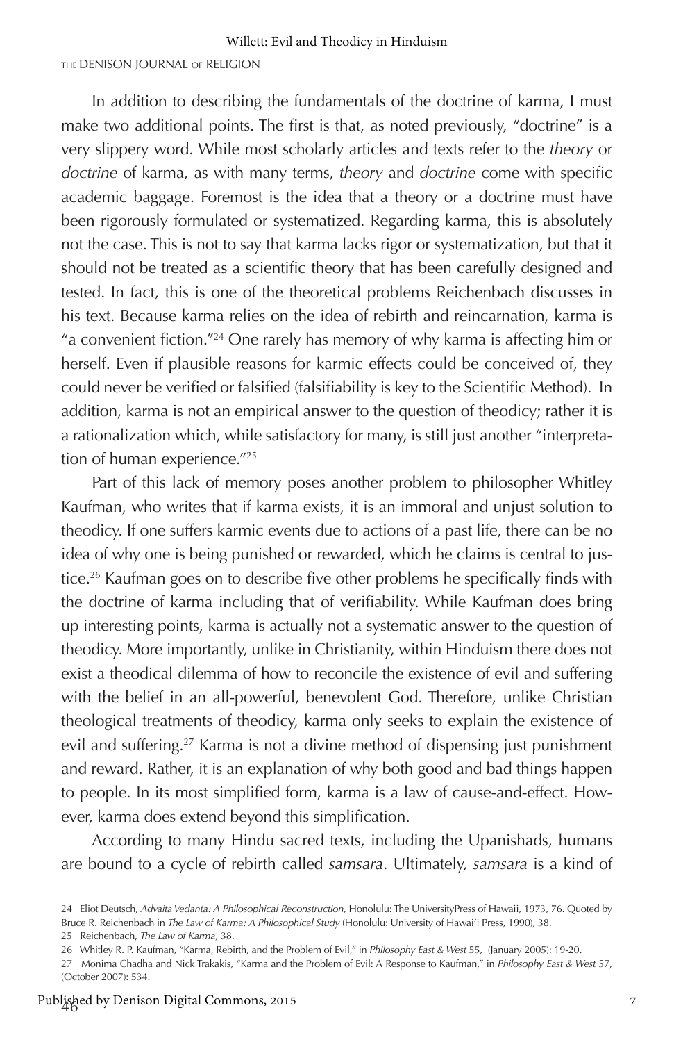In addition to describing the fundamentals of the doctrine of karma, I must make two additional points. The first is that, as noted previously, "doctrine" is a very slippery word. While most scholarly articles and texts refer to the *theory* or *doctrine* of karma, as with many terms, *theory* and *doctrine* come with specific academic baggage. Foremost is the idea that a theory or a doctrine must have been rigorously formulated or systematized. Regarding karma, this is absolutely not the case. This is not to say that karma lacks rigor or systematization, but that it should not be treated as a scientific theory that has been carefully designed and tested. In fact, this is one of the theoretical problems Reichenbach discusses in his text. Because karma relies on the idea of rebirth and reincarnation, karma is "a convenient fiction."[24] One rarely has memory of why karma is affecting him or herself. Even if plausible reasons for karmic effects could be conceived of, they could never be verified or falsified (falsifiability is key to the Scientific Method). In addition, karma is not an empirical answer to the question of theodicy; rather it is a rationalization which, while satisfactory for many, is still just another "interpretation of human experience."[25]

Part of this lack of memory poses another problem to philosopher Whitley Kaufman, who writes that if karma exists, it is an immoral and unjust solution to theodicy. If one suffers karmic events due to actions of a past life, there can be no idea of why one is being punished or rewarded, which he claims is central to justice.[26] Kaufman goes on to describe five other problems he specifically finds with the doctrine of karma including that of verifiability. While Kaufman does bring up interesting points, karma is actually not a systematic answer to the question of theodicy. More importantly, unlike in Christianity, within Hinduism there does not exist a theodical dilemma of how to reconcile the existence of evil and suffering with the belief in an all-powerful, benevolent God. Therefore, unlike Christian theological treatments of theodicy, karma only seeks to explain the existence of evil and suffering.[27] Karma is not a divine method of dispensing just punishment and reward. Rather, it is an explanation of why both good and bad things happen to people. In its most simplified form, karma is a law of cause-and-effect. However, karma does extend beyond this simplification.

According to many Hindu sacred texts, including the Upanishads, humans are bound to a cycle of rebirth called *samsara*. Ultimately, *samsara* is a kind of

---

24 Eliot Deutsch, *Advaita Vedanta: A Philosophical Reconstruction,* Honolulu: The UniversityPress of Hawaii, 1973, 76. Quoted by Bruce R. Reichenbach in *The Law of Karma: A Philosophical Study* (Honolulu: University of Hawai'i Press, 1990), 38.

25 Reichenbach, *The Law of Karma,* 38.

26 Whitley R. P. Kaufman, "Karma, Rebirth, and the Problem of Evil," in *Philosophy East & West* 55, (January 2005): 19-20.

27 Monima Chadha and Nick Trakakis, "Karma and the Problem of Evil: A Response to Kaufman," in *Philosophy East & West* 57, (October 2007): 534.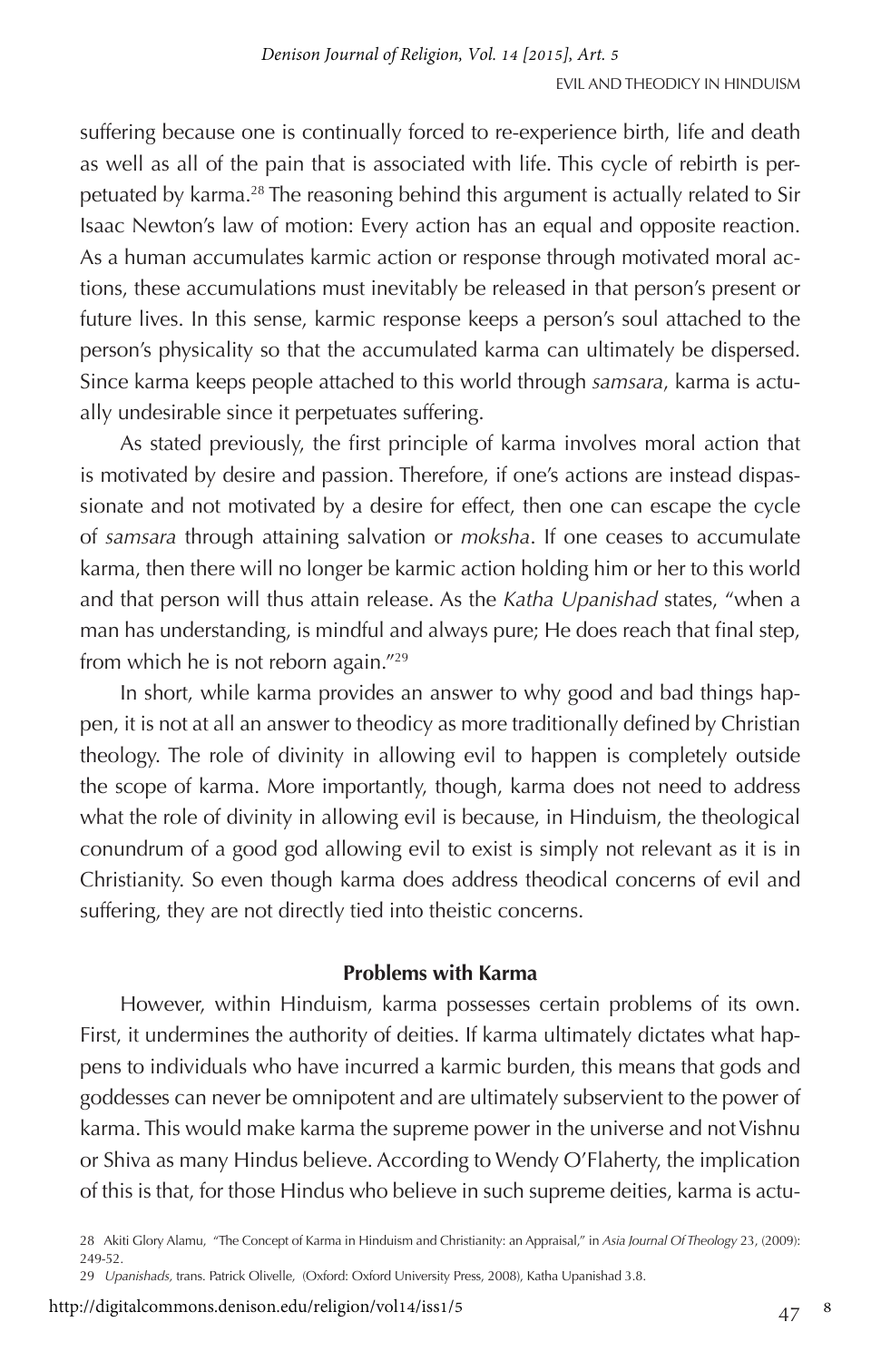suffering because one is continually forced to re-experience birth, life and death as well as all of the pain that is associated with life. This cycle of rebirth is perpetuated by karma.[28] The reasoning behind this argument is actually related to Sir Isaac Newton's law of motion: Every action has an equal and opposite reaction. As a human accumulates karmic action or response through motivated moral actions, these accumulations must inevitably be released in that person's present or future lives. In this sense, karmic response keeps a person's soul attached to the person's physicality so that the accumulated karma can ultimately be dispersed. Since karma keeps people attached to this world through *samsara*, karma is actually undesirable since it perpetuates suffering.

As stated previously, the first principle of karma involves moral action that is motivated by desire and passion. Therefore, if one's actions are instead dispassionate and not motivated by a desire for effect, then one can escape the cycle of *samsara* through attaining salvation or *moksha*. If one ceases to accumulate karma, then there will no longer be karmic action holding him or her to this world and that person will thus attain release. As the *Katha Upanishad* states, "when a man has understanding, is mindful and always pure; He does reach that final step, from which he is not reborn again."[29]

In short, while karma provides an answer to why good and bad things happen, it is not at all an answer to theodicy as more traditionally defined by Christian theology. The role of divinity in allowing evil to happen is completely outside the scope of karma. More importantly, though, karma does not need to address what the role of divinity in allowing evil is because, in Hinduism, the theological conundrum of a good god allowing evil to exist is simply not relevant as it is in Christianity. So even though karma does address theodical concerns of evil and suffering, they are not directly tied into theistic concerns.

### Problems with Karma

However, within Hinduism, karma possesses certain problems of its own. First, it undermines the authority of deities. If karma ultimately dictates what happens to individuals who have incurred a karmic burden, this means that gods and goddesses can never be omnipotent and are ultimately subservient to the power of karma. This would make karma the supreme power in the universe and not Vishnu or Shiva as many Hindus believe. According to Wendy O'Flaherty, the implication of this is that, for those Hindus who believe in such supreme deities, karma is actu-

28 Akiti Glory Alamu, "The Concept of Karma in Hinduism and Christianity: an Appraisal," in *Asia Journal Of Theology* 23, (2009): 249-52.

29 *Upanishads*, trans. Patrick Olivelle, (Oxford: Oxford University Press, 2008), Katha Upanishad 3.8.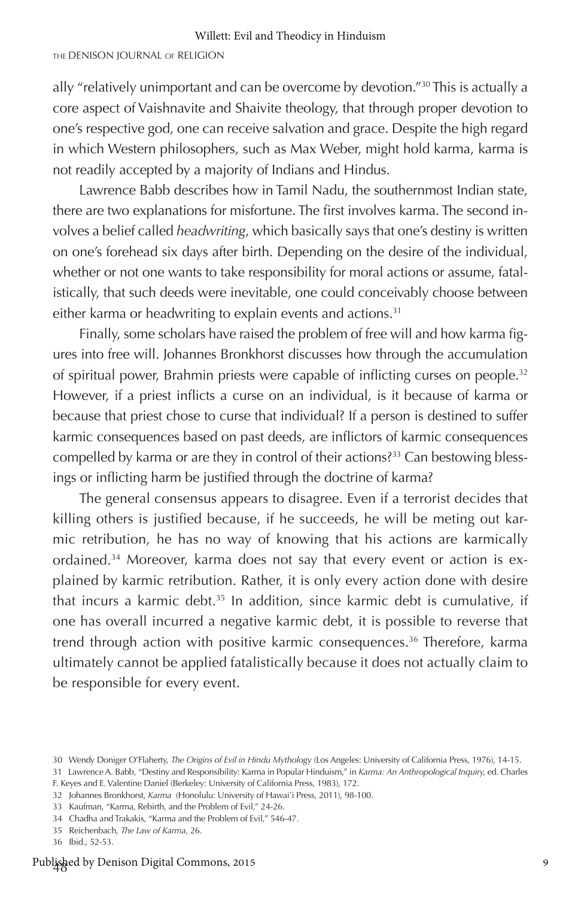ally "relatively unimportant and can be overcome by devotion."[30] This is actually a core aspect of Vaishnavite and Shaivite theology, that through proper devotion to one's respective god, one can receive salvation and grace. Despite the high regard in which Western philosophers, such as Max Weber, might hold karma, karma is not readily accepted by a majority of Indians and Hindus.

Lawrence Babb describes how in Tamil Nadu, the southernmost Indian state, there are two explanations for misfortune. The first involves karma. The second involves a belief called *headwriting*, which basically says that one's destiny is written on one's forehead six days after birth. Depending on the desire of the individual, whether or not one wants to take responsibility for moral actions or assume, fatalistically, that such deeds were inevitable, one could conceivably choose between either karma or headwriting to explain events and actions.[31]

Finally, some scholars have raised the problem of free will and how karma figures into free will. Johannes Bronkhorst discusses how through the accumulation of spiritual power, Brahmin priests were capable of inflicting curses on people.[32] However, if a priest inflicts a curse on an individual, is it because of karma or because that priest chose to curse that individual? If a person is destined to suffer karmic consequences based on past deeds, are inflictors of karmic consequences compelled by karma or are they in control of their actions?[33] Can bestowing blessings or inflicting harm be justified through the doctrine of karma?

The general consensus appears to disagree. Even if a terrorist decides that killing others is justified because, if he succeeds, he will be meting out karmic retribution, he has no way of knowing that his actions are karmically ordained.[34] Moreover, karma does not say that every event or action is explained by karmic retribution. Rather, it is only every action done with desire that incurs a karmic debt.[35] In addition, since karmic debt is cumulative, if one has overall incurred a negative karmic debt, it is possible to reverse that trend through action with positive karmic consequences.[36] Therefore, karma ultimately cannot be applied fatalistically because it does not actually claim to be responsible for every event.

30 Wendy Doniger O'Flaherty, *The Origins of Evil in Hindu Mythology* (Los Angeles: University of California Press, 1976), 14-15.

31 Lawrence A. Babb, "Destiny and Responsibility: Karma in Popular Hinduism," in *Karma: An Anthropological Inquiry,* ed. Charles F. Keyes and E. Valentine Daniel (Berkeley: University of California Press, 1983), 172.

32 Johannes Bronkhorst, *Karma* (Honolulu: University of Hawai'i Press, 2011), 98-100.

33 Kaufman, "Karma, Rebirth, and the Problem of Evil," 24-26.

34 Chadha and Trakakis, "Karma and the Problem of Evil," 546-47.

35 Reichenbach, *The Law of Karma,* 26.

36 Ibid., 52-53.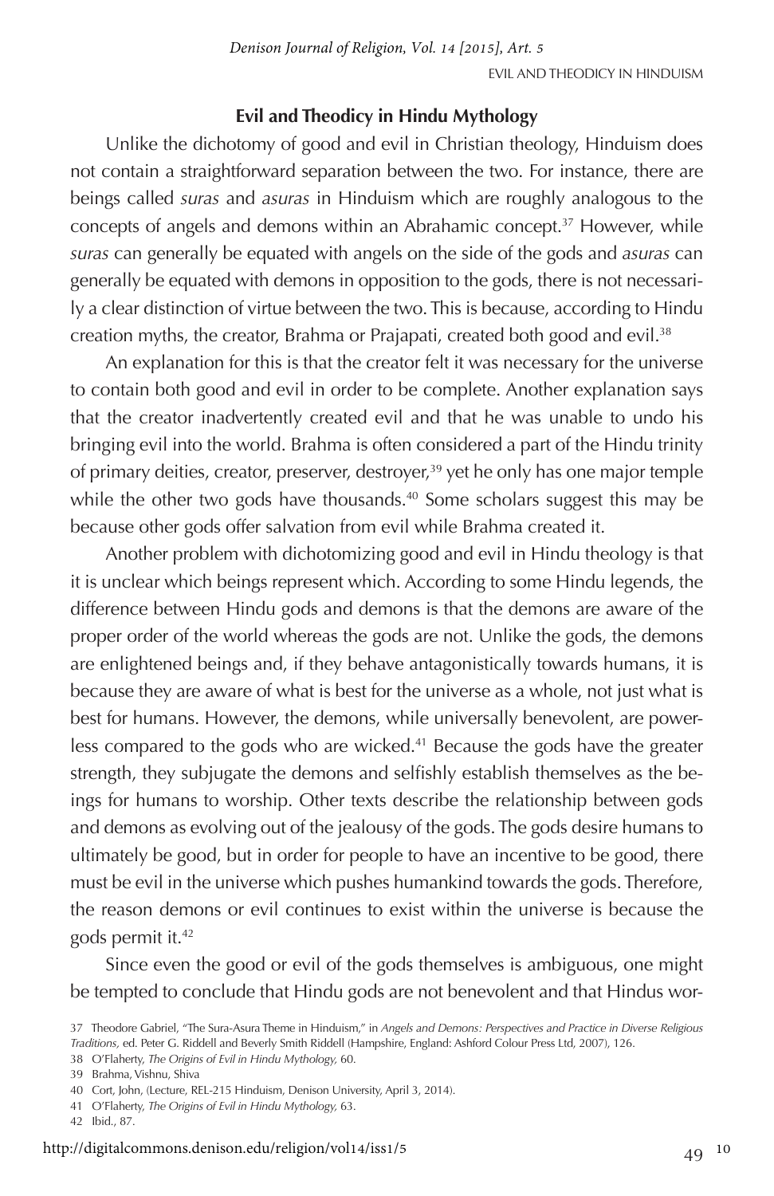### Evil and Theodicy in Hindu Mythology

Unlike the dichotomy of good and evil in Christian theology, Hinduism does not contain a straightforward separation between the two. For instance, there are beings called *suras* and *asuras* in Hinduism which are roughly analogous to the concepts of angels and demons within an Abrahamic concept.[37] However, while *suras* can generally be equated with angels on the side of the gods and *asuras* can generally be equated with demons in opposition to the gods, there is not necessarily a clear distinction of virtue between the two. This is because, according to Hindu creation myths, the creator, Brahma or Prajapati, created both good and evil.[38]

An explanation for this is that the creator felt it was necessary for the universe to contain both good and evil in order to be complete. Another explanation says that the creator inadvertently created evil and that he was unable to undo his bringing evil into the world. Brahma is often considered a part of the Hindu trinity of primary deities, creator, preserver, destroyer,[39] yet he only has one major temple while the other two gods have thousands.[40] Some scholars suggest this may be because other gods offer salvation from evil while Brahma created it.

Another problem with dichotomizing good and evil in Hindu theology is that it is unclear which beings represent which. According to some Hindu legends, the difference between Hindu gods and demons is that the demons are aware of the proper order of the world whereas the gods are not. Unlike the gods, the demons are enlightened beings and, if they behave antagonistically towards humans, it is because they are aware of what is best for the universe as a whole, not just what is best for humans. However, the demons, while universally benevolent, are powerless compared to the gods who are wicked.[41] Because the gods have the greater strength, they subjugate the demons and selfishly establish themselves as the beings for humans to worship. Other texts describe the relationship between gods and demons as evolving out of the jealousy of the gods. The gods desire humans to ultimately be good, but in order for people to have an incentive to be good, there must be evil in the universe which pushes humankind towards the gods. Therefore, the reason demons or evil continues to exist within the universe is because the gods permit it.[42]

Since even the good or evil of the gods themselves is ambiguous, one might be tempted to conclude that Hindu gods are not benevolent and that Hindus wor-

37 Theodore Gabriel, "The Sura-Asura Theme in Hinduism," in *Angels and Demons: Perspectives and Practice in Diverse Religious Traditions,* ed. Peter G. Riddell and Beverly Smith Riddell (Hampshire, England: Ashford Colour Press Ltd, 2007), 126.

38 O'Flaherty, *The Origins of Evil in Hindu Mythology,* 60.

39 Brahma, Vishnu, Shiva

40 Cort, John, (Lecture, REL-215 Hinduism, Denison University, April 3, 2014).

41 O'Flaherty, *The Origins of Evil in Hindu Mythology,* 63.

42 Ibid., 87.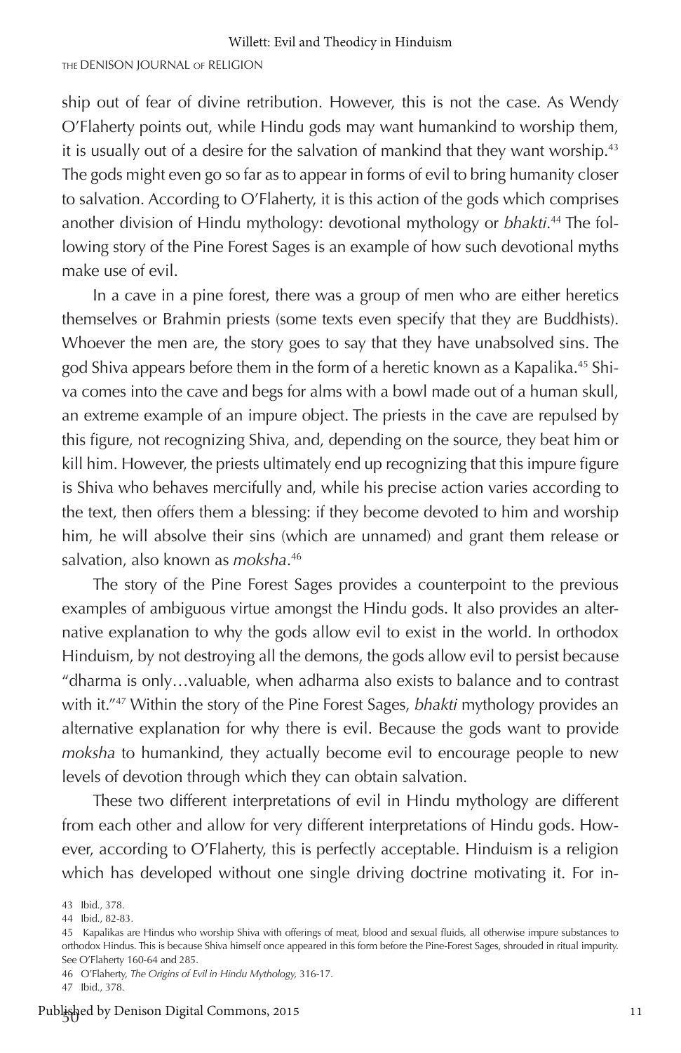ship out of fear of divine retribution. However, this is not the case. As Wendy O'Flaherty points out, while Hindu gods may want humankind to worship them, it is usually out of a desire for the salvation of mankind that they want worship.[43] The gods might even go so far as to appear in forms of evil to bring humanity closer to salvation. According to O'Flaherty, it is this action of the gods which comprises another division of Hindu mythology: devotional mythology or *bhakti*.[44] The following story of the Pine Forest Sages is an example of how such devotional myths make use of evil.

In a cave in a pine forest, there was a group of men who are either heretics themselves or Brahmin priests (some texts even specify that they are Buddhists). Whoever the men are, the story goes to say that they have unabsolved sins. The god Shiva appears before them in the form of a heretic known as a Kapalika.[45] Shiva comes into the cave and begs for alms with a bowl made out of a human skull, an extreme example of an impure object. The priests in the cave are repulsed by this figure, not recognizing Shiva, and, depending on the source, they beat him or kill him. However, the priests ultimately end up recognizing that this impure figure is Shiva who behaves mercifully and, while his precise action varies according to the text, then offers them a blessing: if they become devoted to him and worship him, he will absolve their sins (which are unnamed) and grant them release or salvation, also known as *moksha*.[46]

The story of the Pine Forest Sages provides a counterpoint to the previous examples of ambiguous virtue amongst the Hindu gods. It also provides an alternative explanation to why the gods allow evil to exist in the world. In orthodox Hinduism, by not destroying all the demons, the gods allow evil to persist because "dharma is only…valuable, when adharma also exists to balance and to contrast with it."[47] Within the story of the Pine Forest Sages, *bhakti* mythology provides an alternative explanation for why there is evil. Because the gods want to provide *moksha* to humankind, they actually become evil to encourage people to new levels of devotion through which they can obtain salvation.

These two different interpretations of evil in Hindu mythology are different from each other and allow for very different interpretations of Hindu gods. However, according to O'Flaherty, this is perfectly acceptable. Hinduism is a religion which has developed without one single driving doctrine motivating it. For in-

43 Ibid., 378.

44 Ibid., 82-83.

45 Kapalikas are Hindus who worship Shiva with offerings of meat, blood and sexual fluids, all otherwise impure substances to orthodox Hindus. This is because Shiva himself once appeared in this form before the Pine-Forest Sages, shrouded in ritual impurity. See O'Flaherty 160-64 and 285.

46 O'Flaherty, *The Origins of Evil in Hindu Mythology,* 316-17.

47 Ibid., 378.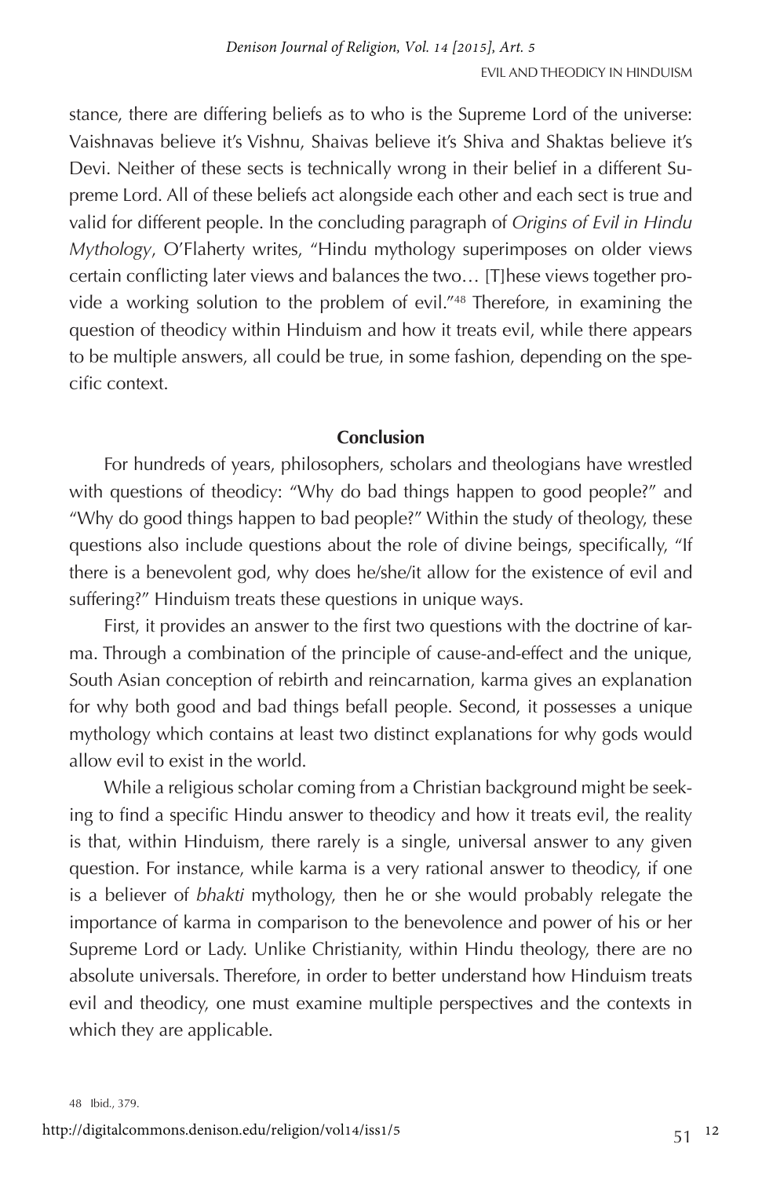stance, there are differing beliefs as to who is the Supreme Lord of the universe: Vaishnavas believe it's Vishnu, Shaivas believe it's Shiva and Shaktas believe it's Devi. Neither of these sects is technically wrong in their belief in a different Supreme Lord. All of these beliefs act alongside each other and each sect is true and valid for different people. In the concluding paragraph of *Origins of Evil in Hindu Mythology*, O'Flaherty writes, "Hindu mythology superimposes on older views certain conflicting later views and balances the two… [T]hese views together provide a working solution to the problem of evil."[48] Therefore, in examining the question of theodicy within Hinduism and how it treats evil, while there appears to be multiple answers, all could be true, in some fashion, depending on the specific context.

## Conclusion

For hundreds of years, philosophers, scholars and theologians have wrestled with questions of theodicy: "Why do bad things happen to good people?" and "Why do good things happen to bad people?" Within the study of theology, these questions also include questions about the role of divine beings, specifically, "If there is a benevolent god, why does he/she/it allow for the existence of evil and suffering?" Hinduism treats these questions in unique ways.

First, it provides an answer to the first two questions with the doctrine of karma. Through a combination of the principle of cause-and-effect and the unique, South Asian conception of rebirth and reincarnation, karma gives an explanation for why both good and bad things befall people. Second, it possesses a unique mythology which contains at least two distinct explanations for why gods would allow evil to exist in the world.

While a religious scholar coming from a Christian background might be seeking to find a specific Hindu answer to theodicy and how it treats evil, the reality is that, within Hinduism, there rarely is a single, universal answer to any given question. For instance, while karma is a very rational answer to theodicy, if one is a believer of *bhakti* mythology, then he or she would probably relegate the importance of karma in comparison to the benevolence and power of his or her Supreme Lord or Lady. Unlike Christianity, within Hindu theology, there are no absolute universals. Therefore, in order to better understand how Hinduism treats evil and theodicy, one must examine multiple perspectives and the contexts in which they are applicable.

48 Ibid., 379.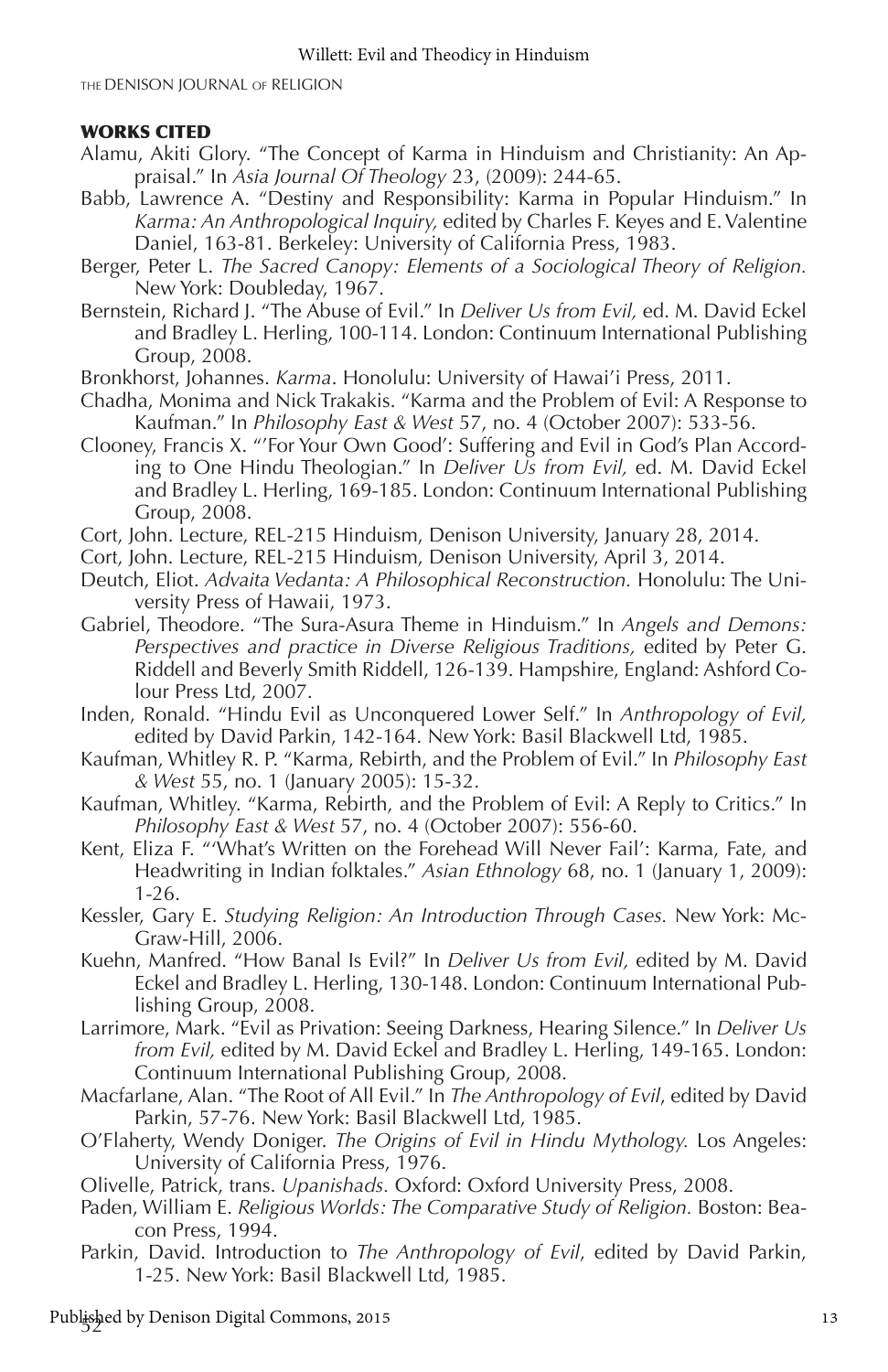## WORKS CITED

Alamu, Akiti Glory. "The Concept of Karma in Hinduism and Christianity: An Appraisal." In *Asia Journal Of Theology* 23, (2009): 244-65.

Babb, Lawrence A. "Destiny and Responsibility: Karma in Popular Hinduism." In *Karma: An Anthropological Inquiry,* edited by Charles F. Keyes and E. Valentine Daniel, 163-81. Berkeley: University of California Press, 1983.

Berger, Peter L. *The Sacred Canopy: Elements of a Sociological Theory of Religion.* New York: Doubleday, 1967.

Bernstein, Richard J. "The Abuse of Evil." In *Deliver Us from Evil,* ed. M. David Eckel and Bradley L. Herling, 100-114. London: Continuum International Publishing Group, 2008.

Bronkhorst, Johannes. *Karma*. Honolulu: University of Hawai'i Press, 2011.

Chadha, Monima and Nick Trakakis. "Karma and the Problem of Evil: A Response to Kaufman." In *Philosophy East & West* 57, no. 4 (October 2007): 533-56.

Clooney, Francis X. "'For Your Own Good': Suffering and Evil in God's Plan According to One Hindu Theologian." In *Deliver Us from Evil,* ed. M. David Eckel and Bradley L. Herling, 169-185. London: Continuum International Publishing Group, 2008.

Cort, John. Lecture, REL-215 Hinduism, Denison University, January 28, 2014.

Cort, John. Lecture, REL-215 Hinduism, Denison University, April 3, 2014.

Deutch, Eliot. *Advaita Vedanta: A Philosophical Reconstruction.* Honolulu: The University Press of Hawaii, 1973.

Gabriel, Theodore. "The Sura-Asura Theme in Hinduism." In *Angels and Demons: Perspectives and practice in Diverse Religious Traditions,* edited by Peter G. Riddell and Beverly Smith Riddell, 126-139. Hampshire, England: Ashford Colour Press Ltd, 2007.

Inden, Ronald. "Hindu Evil as Unconquered Lower Self." In *Anthropology of Evil,* edited by David Parkin, 142-164. New York: Basil Blackwell Ltd, 1985.

Kaufman, Whitley R. P. "Karma, Rebirth, and the Problem of Evil." In *Philosophy East & West* 55, no. 1 (January 2005): 15-32.

Kaufman, Whitley. "Karma, Rebirth, and the Problem of Evil: A Reply to Critics." In *Philosophy East & West* 57, no. 4 (October 2007): 556-60.

Kent, Eliza F. "'What's Written on the Forehead Will Never Fail': Karma, Fate, and Headwriting in Indian folktales." *Asian Ethnology* 68, no. 1 (January 1, 2009): 1-26.

Kessler, Gary E. *Studying Religion: An Introduction Through Cases.* New York: McGraw-Hill, 2006.

Kuehn, Manfred. "How Banal Is Evil?" In *Deliver Us from Evil,* edited by M. David Eckel and Bradley L. Herling, 130-148. London: Continuum International Publishing Group, 2008.

Larrimore, Mark. "Evil as Privation: Seeing Darkness, Hearing Silence." In *Deliver Us from Evil,* edited by M. David Eckel and Bradley L. Herling, 149-165. London: Continuum International Publishing Group, 2008.

Macfarlane, Alan. "The Root of All Evil." In *The Anthropology of Evil*, edited by David Parkin, 57-76. New York: Basil Blackwell Ltd, 1985.

O'Flaherty, Wendy Doniger. *The Origins of Evil in Hindu Mythology.* Los Angeles: University of California Press, 1976.

Olivelle, Patrick, trans. *Upanishads.* Oxford: Oxford University Press, 2008.

Paden, William E. *Religious Worlds: The Comparative Study of Religion.* Boston: Beacon Press, 1994.

Parkin, David. Introduction to *The Anthropology of Evil*, edited by David Parkin, 1-25. New York: Basil Blackwell Ltd, 1985.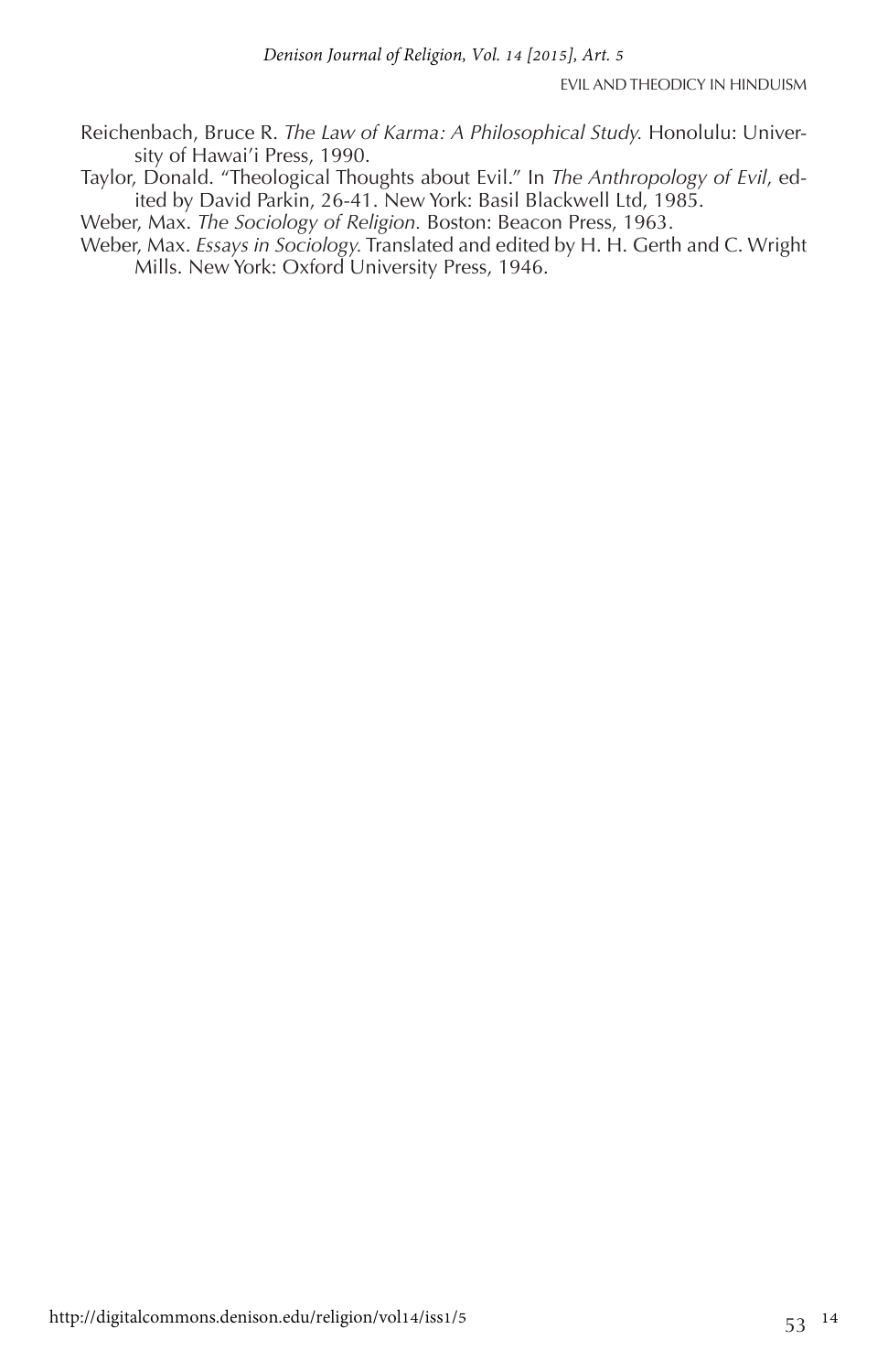Reichenbach, Bruce R. *The Law of Karma: A Philosophical Study.* Honolulu: University of Hawai'i Press, 1990.

Taylor, Donald. "Theological Thoughts about Evil." In *The Anthropology of Evil*, edited by David Parkin, 26-41. New York: Basil Blackwell Ltd, 1985.

Weber, Max. *The Sociology of Religion.* Boston: Beacon Press, 1963.

Weber, Max. *Essays in Sociology.* Translated and edited by H. H. Gerth and C. Wright Mills. New York: Oxford University Press, 1946.